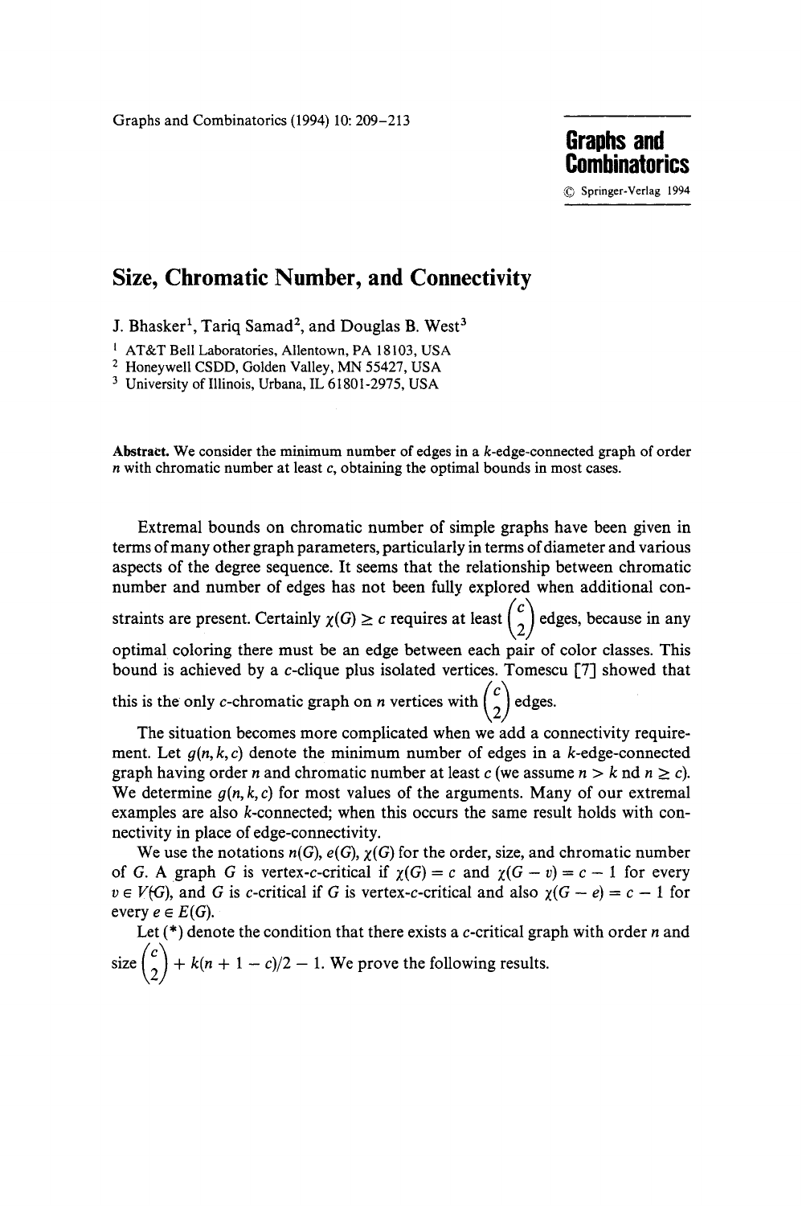# Size, Chromatic Number, and Connectivity

J. Bhasker[1], Tariq Samad[2], and Douglas B. West[3]

[1] AT&T Bell Laboratories, Allentown, PA 18103, USA
[2] Honeywell CSDD, Golden Valley, MN 55427, USA
[3] University of Illinois, Urbana, IL 61801-2975, USA

**Abstract.** We consider the minimum number of edges in a $k$-edge-connected graph of order $n$ with chromatic number at least $c$, obtaining the optimal bounds in most cases.

Extremal bounds on chromatic number of simple graphs have been given in terms of many other graph parameters, particularly in terms of diameter and various aspects of the degree sequence. It seems that the relationship between chromatic number and number of edges has not been fully explored when additional constraints are present. Certainly $\chi(G) \geq c$ requires at least $\binom{c}{2}$ edges, because in any optimal coloring there must be an edge between each pair of color classes. This bound is achieved by a $c$-clique plus isolated vertices. Tomescu [7] showed that this is the only $c$-chromatic graph on $n$ vertices with $\binom{c}{2}$ edges.

The situation becomes more complicated when we add a connectivity requirement. Let $g(n, k, c)$ denote the minimum number of edges in a $k$-edge-connected graph having order $n$ and chromatic number at least $c$ (we assume $n > k$ nd $n \geq c$). We determine $g(n, k, c)$ for most values of the arguments. Many of our extremal examples are also $k$-connected; when this occurs the same result holds with connectivity in place of edge-connectivity.

We use the notations $n(G)$, $e(G)$, $\chi(G)$ for the order, size, and chromatic number of $G$. A graph $G$ is vertex-$c$-critical if $\chi(G) = c$ and $\chi(G - v) = c - 1$ for every $v \in V(G)$, and $G$ is $c$-critical if $G$ is vertex-$c$-critical and also $\chi(G - e) = c - 1$ for every $e \in E(G)$.

Let (*) denote the condition that there exists a $c$-critical graph with order $n$ and size $\binom{c}{2} + k(n + 1 - c)/2 - 1$. We prove the following results.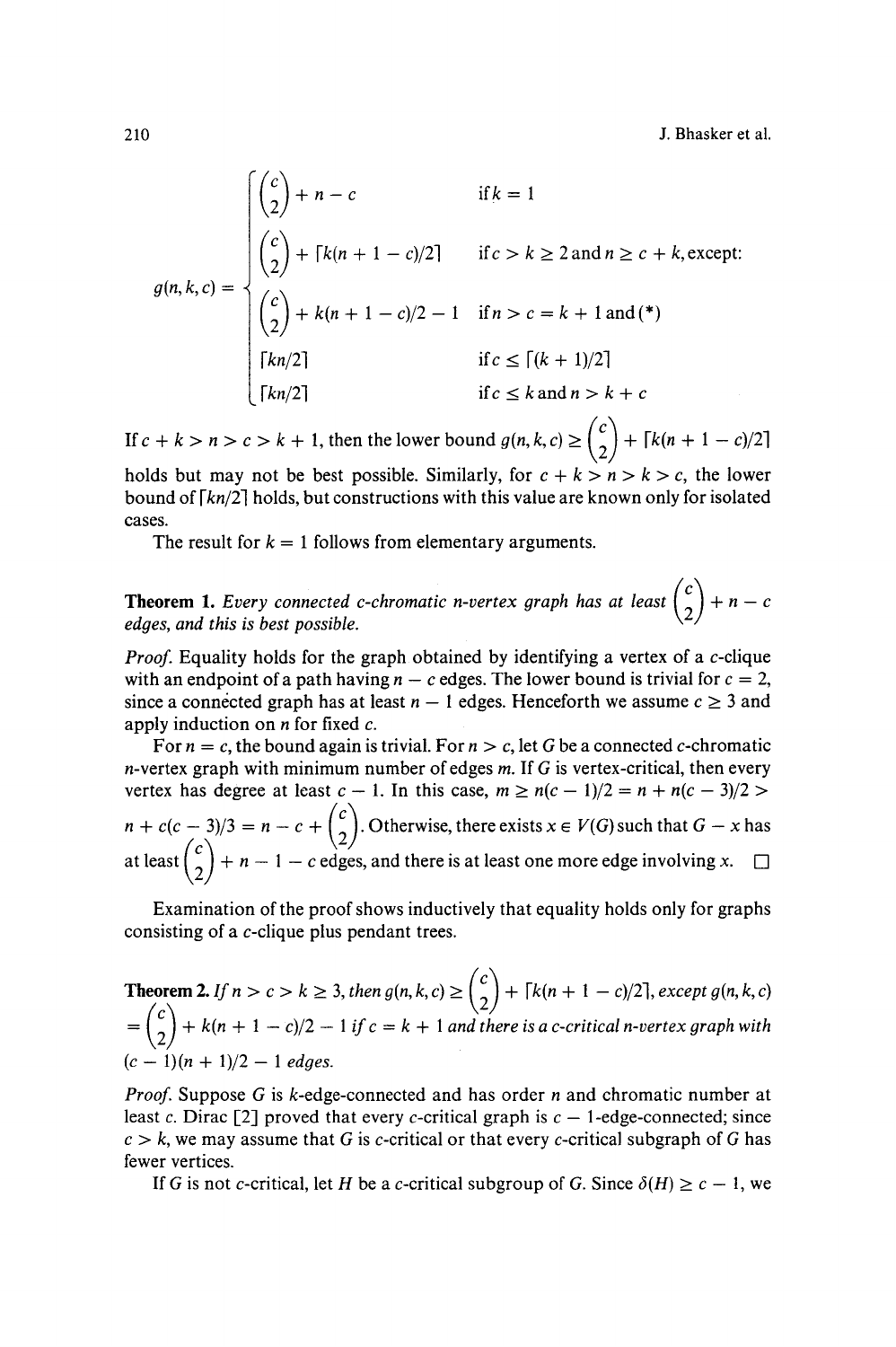$$g(n,k,c) = \begin{cases} \binom{c}{2} + n - c & \text{if } k = 1 \\ \binom{c}{2} + \lceil k(n+1-c)/2 \rceil & \text{if } c > k \geq 2 \text{ and } n \geq c + k, \text{except:} \\ \binom{c}{2} + k(n+1-c)/2 - 1 & \text{if } n > c = k + 1 \text{ and } (*) \\ \lceil kn/2 \rceil & \text{if } c \leq \lceil (k+1)/2 \rceil \\ \lceil kn/2 \rceil & \text{if } c \leq k \text{ and } n > k + c \end{cases}$$

If $c + k > n > c > k + 1$, then the lower bound $g(n,k,c) \geq \binom{c}{2} + \lceil k(n+1-c)/2 \rceil$ holds but may not be best possible. Similarly, for $c + k > n > k > c$, the lower bound of $\lceil kn/2 \rceil$ holds, but constructions with this value are known only for isolated cases.

The result for $k = 1$ follows from elementary arguments.

**Theorem 1.** *Every connected c-chromatic n-vertex graph has at least* $\binom{c}{2} + n - c$ *edges, and this is best possible.*

*Proof.* Equality holds for the graph obtained by identifying a vertex of a $c$-clique with an endpoint of a path having $n - c$ edges. The lower bound is trivial for $c = 2$, since a connected graph has at least $n - 1$ edges. Henceforth we assume $c \geq 3$ and apply induction on $n$ for fixed $c$.

For $n = c$, the bound again is trivial. For $n > c$, let $G$ be a connected $c$-chromatic $n$-vertex graph with minimum number of edges $m$. If $G$ is vertex-critical, then every vertex has degree at least $c - 1$. In this case, $m \geq n(c-1)/2 = n + n(c-3)/2 > n + c(c-3)/3 = n - c + \binom{c}{2}$. Otherwise, there exists $x \in V(G)$ such that $G - x$ has at least $\binom{c}{2} + n - 1 - c$ edges, and there is at least one more edge involving $x$. □

Examination of the proof shows inductively that equality holds only for graphs consisting of a $c$-clique plus pendant trees.

**Theorem 2.** *If* $n > c > k \geq 3$, *then* $g(n,k,c) \geq \binom{c}{2} + \lceil k(n+1-c)/2 \rceil$, *except* $g(n,k,c) = \binom{c}{2} + k(n+1-c)/2 - 1$ *if* $c = k + 1$ *and there is a c-critical n-vertex graph with* $(c-1)(n+1)/2 - 1$ *edges.*

*Proof.* Suppose $G$ is $k$-edge-connected and has order $n$ and chromatic number at least $c$. Dirac [2] proved that every $c$-critical graph is $c - 1$-edge-connected; since $c > k$, we may assume that $G$ is $c$-critical or that every $c$-critical subgraph of $G$ has fewer vertices.

If $G$ is not $c$-critical, let $H$ be a $c$-critical subgroup of $G$. Since $\delta(H) \geq c - 1$, we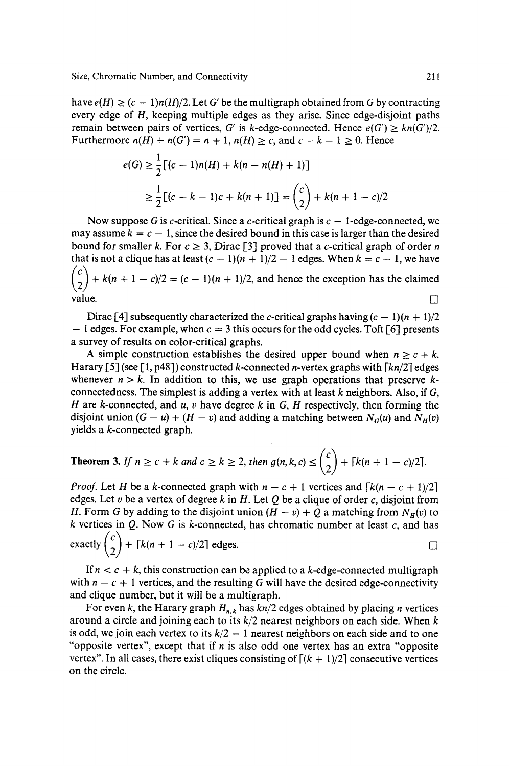have $e(H) \geq (c - 1)n(H)/2$. Let $G'$ be the multigraph obtained from $G$ by contracting every edge of $H$, keeping multiple edges as they arise. Since edge-disjoint paths remain between pairs of vertices, $G'$ is $k$-edge-connected. Hence $e(G') \geq kn(G')/2$. Furthermore $n(H) + n(G') = n + 1$, $n(H) \geq c$, and $c - k - 1 \geq 0$. Hence

$$e(G) \geq \frac{1}{2}[(c - 1)n(H) + k(n - n(H) + 1)]$$

$$\geq \frac{1}{2}[(c - k - 1)c + k(n + 1)] = \binom{c}{2} + k(n + 1 - c)/2$$

Now suppose $G$ is $c$-critical. Since a $c$-critical graph is $c - 1$-edge-connected, we may assume $k = c - 1$, since the desired bound in this case is larger than the desired bound for smaller $k$. For $c \geq 3$, Dirac [3] proved that a $c$-critical graph of order $n$ that is not a clique has at least $(c - 1)(n + 1)/2 - 1$ edges. When $k = c - 1$, we have $\binom{c}{2} + k(n + 1 - c)/2 = (c - 1)(n + 1)/2$, and hence the exception has the claimed value. □

Dirac [4] subsequently characterized the $c$-critical graphs having $(c - 1)(n + 1)/2 - 1$ edges. For example, when $c = 3$ this occurs for the odd cycles. Toft [6] presents a survey of results on color-critical graphs.

A simple construction establishes the desired upper bound when $n \geq c + k$. Harary [5] (see [1, p48]) constructed $k$-connected $n$-vertex graphs with $\lceil kn/2 \rceil$ edges whenever $n > k$. In addition to this, we use graph operations that preserve $k$-connectedness. The simplest is adding a vertex with at least $k$ neighbors. Also, if $G$, $H$ are $k$-connected, and $u$, $v$ have degree $k$ in $G$, $H$ respectively, then forming the disjoint union $(G - u) + (H - v)$ and adding a matching between $N_G(u)$ and $N_H(v)$ yields a $k$-connected graph.

**Theorem 3.** *If $n \geq c + k$ and $c \geq k \geq 2$, then $g(n, k, c) \leq \binom{c}{2} + \lceil k(n + 1 - c)/2 \rceil$.*

*Proof.* Let $H$ be a $k$-connected graph with $n - c + 1$ vertices and $\lceil k(n - c + 1)/2 \rceil$ edges. Let $v$ be a vertex of degree $k$ in $H$. Let $Q$ be a clique of order $c$, disjoint from $H$. Form $G$ by adding to the disjoint union $(H - v) + Q$ a matching from $N_H(v)$ to $k$ vertices in $Q$. Now $G$ is $k$-connected, has chromatic number at least $c$, and has exactly $\binom{c}{2} + \lceil k(n + 1 - c)/2 \rceil$ edges. □

If $n < c + k$, this construction can be applied to a $k$-edge-connected multigraph with $n - c + 1$ vertices, and the resulting $G$ will have the desired edge-connectivity and clique number, but it will be a multigraph.

For even $k$, the Harary graph $H_{n,k}$ has $kn/2$ edges obtained by placing $n$ vertices around a circle and joining each to its $k/2$ nearest neighbors on each side. When $k$ is odd, we join each vertex to its $k/2 - 1$ nearest neighbors on each side and to one "opposite vertex", except that if $n$ is also odd one vertex has an extra "opposite vertex". In all cases, there exist cliques consisting of $\lceil (k + 1)/2 \rceil$ consecutive vertices on the circle.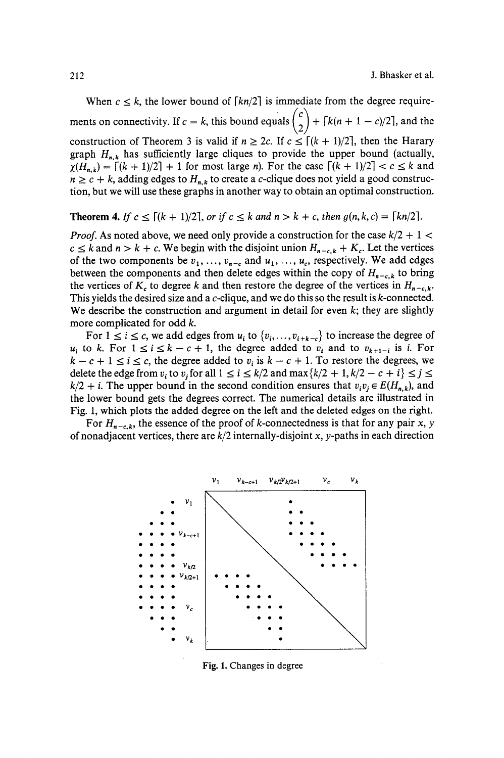When $c \leq k$, the lower bound of $\lceil kn/2 \rceil$ is immediate from the degree requirements on connectivity. If $c = k$, this bound equals $\binom{c}{2} + \lceil k(n + 1 - c)/2 \rceil$, and the construction of Theorem 3 is valid if $n \geq 2c$. If $c \leq \lceil (k + 1)/2 \rceil$, then the Harary graph $H_{n,k}$ has sufficiently large cliques to provide the upper bound (actually, $\chi(H_{n,k}) = \lceil (k + 1)/2 \rceil + 1$ for most large $n$). For the case $\lceil (k + 1)/2 \rceil < c \leq k$ and $n \geq c + k$, adding edges to $H_{n,k}$ to create a $c$-clique does not yield a good construction, but we will use these graphs in another way to obtain an optimal construction.

**Theorem 4.** *If $c \leq \lceil (k + 1)/2 \rceil$, or if $c \leq k$ and $n > k + c$, then $g(n, k, c) = \lceil kn/2 \rceil$.*

*Proof.* As noted above, we need only provide a construction for the case $k/2 + 1 < c \leq k$ and $n > k + c$. We begin with the disjoint union $H_{n-c,k} + K_c$. Let the vertices of the two components be $v_1, \ldots, v_{n-c}$ and $u_1, \ldots, u_c$, respectively. We add edges between the components and then delete edges within the copy of $H_{n-c,k}$ to bring the vertices of $K_c$ to degree $k$ and then restore the degree of the vertices in $H_{n-c,k}$. This yields the desired size and a $c$-clique, and we do this so the result is $k$-connected. We describe the construction and argument in detail for even $k$; they are slightly more complicated for odd $k$.

For $1 \leq i \leq c$, we add edges from $u_i$ to $\{v_i, \ldots, v_{i+k-c}\}$ to increase the degree of $u_i$ to $k$. For $1 \leq i \leq k - c + 1$, the degree added to $v_i$ and to $v_{k+1-i}$ is $i$. For $k - c + 1 \leq i \leq c$, the degree added to $v_i$ is $k - c + 1$. To restore the degrees, we delete the edge from $v_i$ to $v_j$ for all $1 \leq i \leq k/2$ and $\max\{k/2 + 1, k/2 - c + i\} \leq j \leq k/2 + i$. The upper bound in the second condition ensures that $v_i v_j \in E(H_{n,k})$, and the lower bound gets the degrees correct. The numerical details are illustrated in Fig. 1, which plots the added degree on the left and the deleted edges on the right.

For $H_{n-c,k}$, the essence of the proof of $k$-connectedness is that for any pair $x$, $y$ of nonadjacent vertices, there are $k/2$ internally-disjoint $x$, $y$-paths in each direction

$v_1$ $v_{k-c+1}$ $v_{k/2}$ $v_{k/2+1}$ $v_c$ $v_k$

$v_1$
$v_{k-c+1}$
$v_{k/2}$
$v_{k/2+1}$
$v_c$
$v_k$

Fig. 1. Changes in degree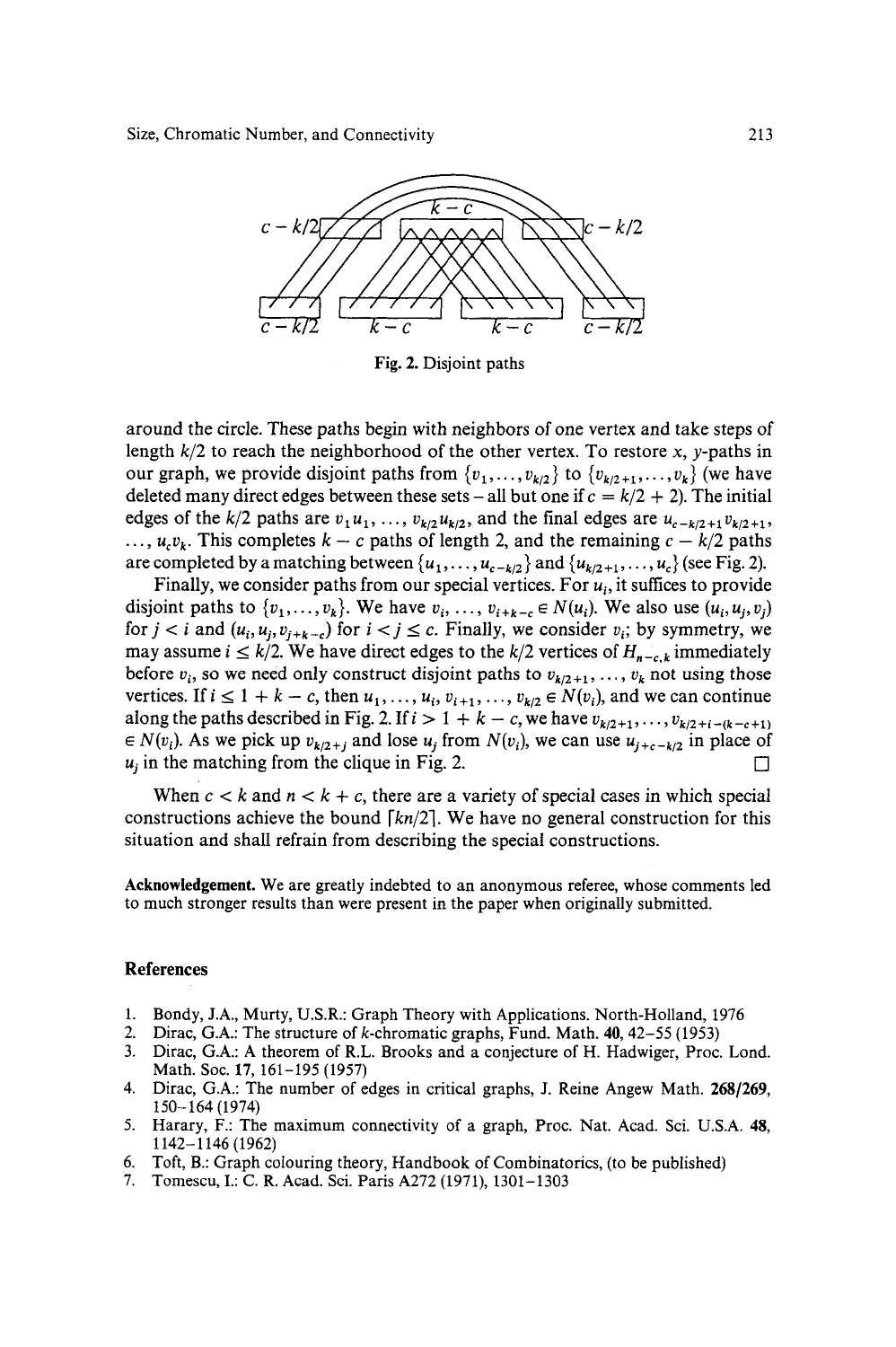c − k/2

k − c

c − k/2

c − k/2

k − c

k − c

c − k/2

Fig. 2. Disjoint paths

around the circle. These paths begin with neighbors of one vertex and take steps of length $k/2$ to reach the neighborhood of the other vertex. To restore $x$, $y$-paths in our graph, we provide disjoint paths from $\{v_1, \ldots, v_{k/2}\}$ to $\{v_{k/2+1}, \ldots, v_k\}$ (we have deleted many direct edges between these sets – all but one if $c = k/2 + 2$). The initial edges of the $k/2$ paths are $v_1 u_1, \ldots, v_{k/2} u_{k/2}$, and the final edges are $u_{c-k/2+1} v_{k/2+1}, \ldots, u_c v_k$. This completes $k - c$ paths of length 2, and the remaining $c - k/2$ paths are completed by a matching between $\{u_1, \ldots, u_{c-k/2}\}$ and $\{u_{k/2+1}, \ldots, u_c\}$ (see Fig. 2).

Finally, we consider paths from our special vertices. For $u_i$, it suffices to provide disjoint paths to $\{v_1, \ldots, v_k\}$. We have $v_i, \ldots, v_{i+k-c} \in N(u_i)$. We also use $(u_i, u_j, v_j)$ for $j < i$ and $(u_i, u_j, v_{j+k-c})$ for $i < j \le c$. Finally, we consider $v_i$; by symmetry, we may assume $i \le k/2$. We have direct edges to the $k/2$ vertices of $H_{n-c,k}$ immediately before $v_i$, so we need only construct disjoint paths to $v_{k/2+1}, \ldots, v_k$ not using those vertices. If $i \le 1 + k - c$, then $u_1, \ldots, u_i, v_{i+1}, \ldots, v_{k/2} \in N(v_i)$, and we can continue along the paths described in Fig. 2. If $i > 1 + k - c$, we have $v_{k/2+1}, \ldots, v_{k/2+i-(k-c+1)} \in N(v_i)$. As we pick up $v_{k/2+j}$ and lose $u_j$ from $N(v_i)$, we can use $u_{j+c-k/2}$ in place of $u_j$ in the matching from the clique in Fig. 2. □

When $c < k$ and $n < k + c$, there are a variety of special cases in which special constructions achieve the bound $\lceil kn/2 \rceil$. We have no general construction for this situation and shall refrain from describing the special constructions.

**Acknowledgement.** We are greatly indebted to an anonymous referee, whose comments led to much stronger results than were present in the paper when originally submitted.

## References

1. Bondy, J.A., Murty, U.S.R.: Graph Theory with Applications. North-Holland, 1976
2. Dirac, G.A.: The structure of $k$-chromatic graphs, Fund. Math. **40**, 42–55 (1953)
3. Dirac, G.A.: A theorem of R.L. Brooks and a conjecture of H. Hadwiger, Proc. Lond. Math. Soc. **17**, 161–195 (1957)
4. Dirac, G.A.: The number of edges in critical graphs, J. Reine Angew Math. **268/269**, 150–164 (1974)
5. Harary, F.: The maximum connectivity of a graph, Proc. Nat. Acad. Sci. U.S.A. **48**, 1142–1146 (1962)
6. Toft, B.: Graph colouring theory, Handbook of Combinatorics, (to be published)
7. Tomescu, I.: C. R. Acad. Sci. Paris A272 (1971), 1301–1303